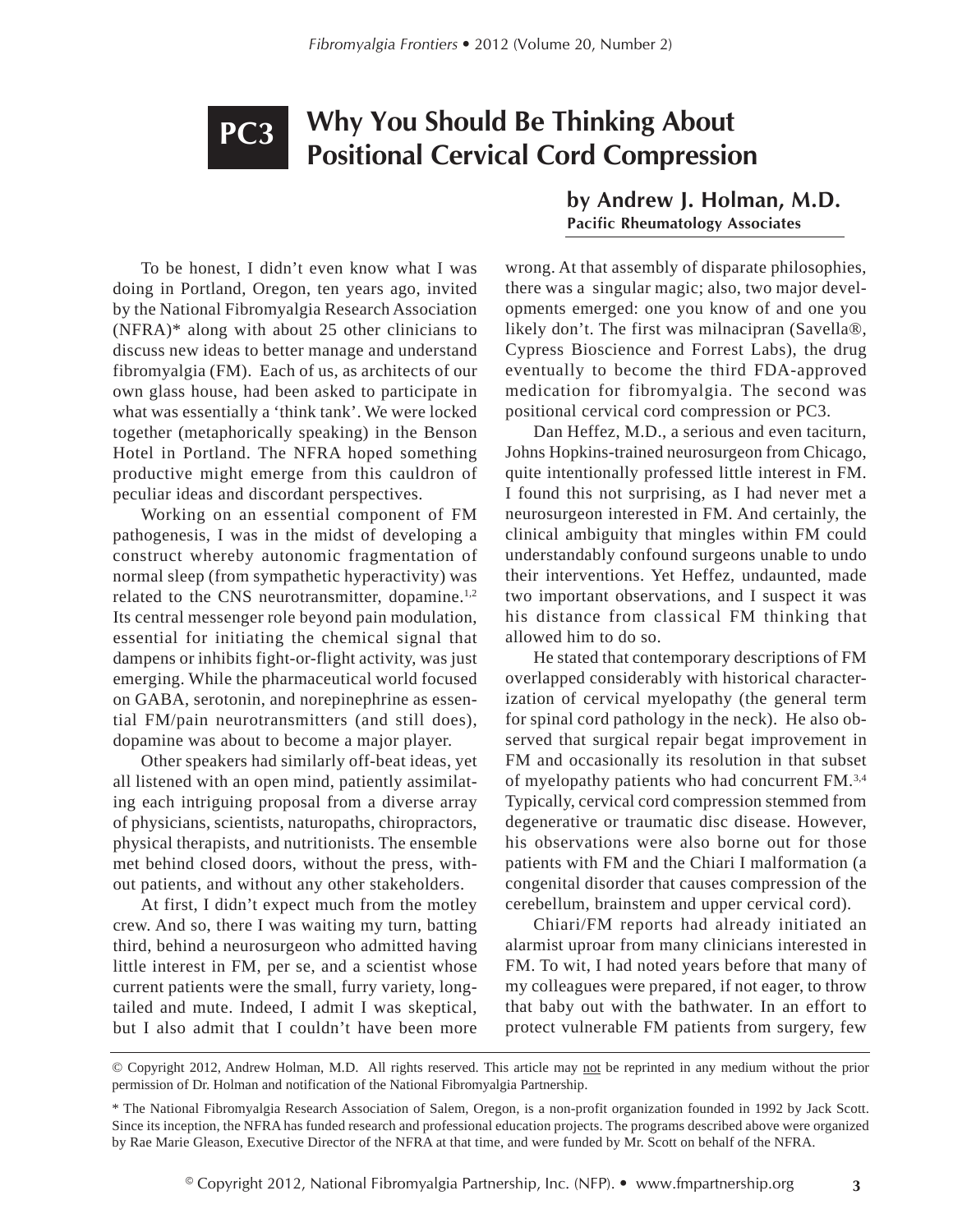# PC3 Why You Should Be Thinking About Positional Cervical Cord Compression

**by Andrew J. Holman, M.D.**
**Pacific Rheumatology Associates**

To be honest, I didn't even know what I was doing in Portland, Oregon, ten years ago, invited by the National Fibromyalgia Research Association (NFRA)* along with about 25 other clinicians to discuss new ideas to better manage and understand fibromyalgia (FM). Each of us, as architects of our own glass house, had been asked to participate in what was essentially a 'think tank'. We were locked together (metaphorically speaking) in the Benson Hotel in Portland. The NFRA hoped something productive might emerge from this cauldron of peculiar ideas and discordant perspectives.

Working on an essential component of FM pathogenesis, I was in the midst of developing a construct whereby autonomic fragmentation of normal sleep (from sympathetic hyperactivity) was related to the CNS neurotransmitter, dopamine.[1,2] Its central messenger role beyond pain modulation, essential for initiating the chemical signal that dampens or inhibits fight-or-flight activity, was just emerging. While the pharmaceutical world focused on GABA, serotonin, and norepinephrine as essential FM/pain neurotransmitters (and still does), dopamine was about to become a major player.

Other speakers had similarly off-beat ideas, yet all listened with an open mind, patiently assimilating each intriguing proposal from a diverse array of physicians, scientists, naturopaths, chiropractors, physical therapists, and nutritionists. The ensemble met behind closed doors, without the press, without patients, and without any other stakeholders.

At first, I didn't expect much from the motley crew. And so, there I was waiting my turn, batting third, behind a neurosurgeon who admitted having little interest in FM, per se, and a scientist whose current patients were the small, furry variety, long-tailed and mute. Indeed, I admit I was skeptical, but I also admit that I couldn't have been more wrong. At that assembly of disparate philosophies, there was a singular magic; also, two major developments emerged: one you know of and one you likely don't. The first was milnacipran (Savella®, Cypress Bioscience and Forrest Labs), the drug eventually to become the third FDA-approved medication for fibromyalgia. The second was positional cervical cord compression or PC3.

Dan Heffez, M.D., a serious and even taciturn, Johns Hopkins-trained neurosurgeon from Chicago, quite intentionally professed little interest in FM. I found this not surprising, as I had never met a neurosurgeon interested in FM. And certainly, the clinical ambiguity that mingles within FM could understandably confound surgeons unable to undo their interventions. Yet Heffez, undaunted, made two important observations, and I suspect it was his distance from classical FM thinking that allowed him to do so.

He stated that contemporary descriptions of FM overlapped considerably with historical characterization of cervical myelopathy (the general term for spinal cord pathology in the neck). He also observed that surgical repair begat improvement in FM and occasionally its resolution in that subset of myelopathy patients who had concurrent FM.[3,4] Typically, cervical cord compression stemmed from degenerative or traumatic disc disease. However, his observations were also borne out for those patients with FM and the Chiari I malformation (a congenital disorder that causes compression of the cerebellum, brainstem and upper cervical cord).

Chiari/FM reports had already initiated an alarmist uproar from many clinicians interested in FM. To wit, I had noted years before that many of my colleagues were prepared, if not eager, to throw that baby out with the bathwater. In an effort to protect vulnerable FM patients from surgery, few

---

© Copyright 2012, Andrew Holman, M.D. All rights reserved. This article may not be reprinted in any medium without the prior permission of Dr. Holman and notification of the National Fibromyalgia Partnership.

* The National Fibromyalgia Research Association of Salem, Oregon, is a non-profit organization founded in 1992 by Jack Scott. Since its inception, the NFRA has funded research and professional education projects. The programs described above were organized by Rae Marie Gleason, Executive Director of the NFRA at that time, and were funded by Mr. Scott on behalf of the NFRA.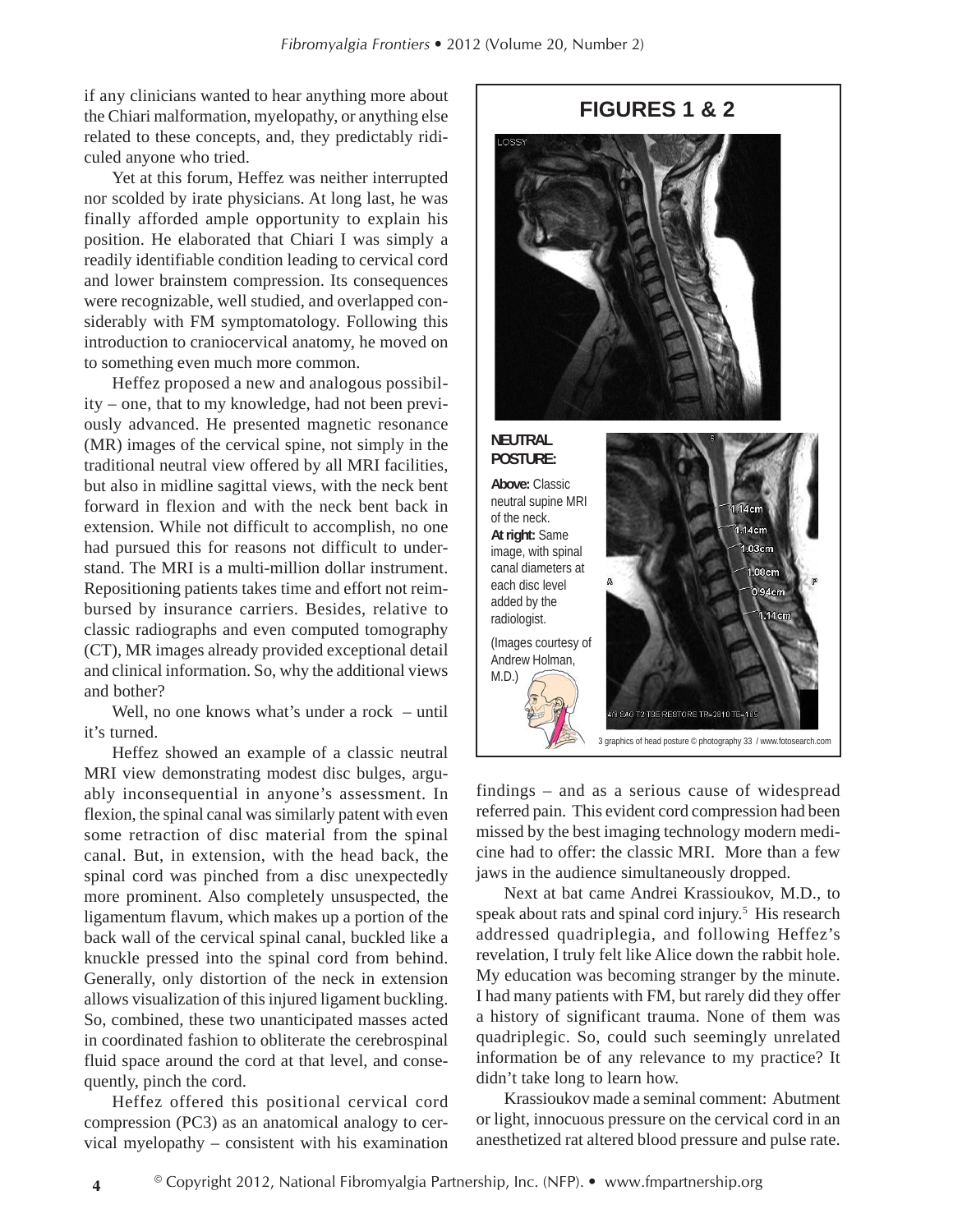if any clinicians wanted to hear anything more about the Chiari malformation, myelopathy, or anything else related to these concepts, and, they predictably ridiculed anyone who tried.

Yet at this forum, Heffez was neither interrupted nor scolded by irate physicians. At long last, he was finally afforded ample opportunity to explain his position. He elaborated that Chiari I was simply a readily identifiable condition leading to cervical cord and lower brainstem compression. Its consequences were recognizable, well studied, and overlapped considerably with FM symptomatology. Following this introduction to craniocervical anatomy, he moved on to something even much more common.

Heffez proposed a new and analogous possibility – one, that to my knowledge, had not been previously advanced. He presented magnetic resonance (MR) images of the cervical spine, not simply in the traditional neutral view offered by all MRI facilities, but also in midline sagittal views, with the neck bent forward in flexion and with the neck bent back in extension. While not difficult to accomplish, no one had pursued this for reasons not difficult to understand. The MRI is a multi-million dollar instrument. Repositioning patients takes time and effort not reimbursed by insurance carriers. Besides, relative to classic radiographs and even computed tomography (CT), MR images already provided exceptional detail and clinical information. So, why the additional views and bother?

Well, no one knows what's under a rock – until it's turned.

Heffez showed an example of a classic neutral MRI view demonstrating modest disc bulges, arguably inconsequential in anyone's assessment. In flexion, the spinal canal was similarly patent with even some retraction of disc material from the spinal canal. But, in extension, with the head back, the spinal cord was pinched from a disc unexpectedly more prominent. Also completely unsuspected, the ligamentum flavum, which makes up a portion of the back wall of the cervical spinal canal, buckled like a knuckle pressed into the spinal cord from behind. Generally, only distortion of the neck in extension allows visualization of this injured ligament buckling. So, combined, these two unanticipated masses acted in coordinated fashion to obliterate the cerebrospinal fluid space around the cord at that level, and consequently, pinch the cord.

Heffez offered this positional cervical cord compression (PC3) as an anatomical analogy to cervical myelopathy – consistent with his examination findings – and as a serious cause of widespread referred pain. This evident cord compression had been missed by the best imaging technology modern medicine had to offer: the classic MRI. More than a few jaws in the audience simultaneously dropped.

Next at bat came Andrei Krassioukov, M.D., to speak about rats and spinal cord injury.[5] His research addressed quadriplegia, and following Heffez's revelation, I truly felt like Alice down the rabbit hole. My education was becoming stranger by the minute. I had many patients with FM, but rarely did they offer a history of significant trauma. None of them was quadriplegic. So, could such seemingly unrelated information be of any relevance to my practice? It didn't take long to learn how.

Krassioukov made a seminal comment: Abutment or light, innocuous pressure on the cervical cord in an anesthetized rat altered blood pressure and pulse rate.

**FIGURES 1 & 2**

**NEUTRAL POSTURE:**

**Above:** Classic neutral supine MRI of the neck.

**At right:** Same image, with spinal canal diameters at each disc level added by the radiologist.

(Images courtesy of Andrew Holman, M.D.)

3 graphics of head posture © photography 33 / www.fotosearch.com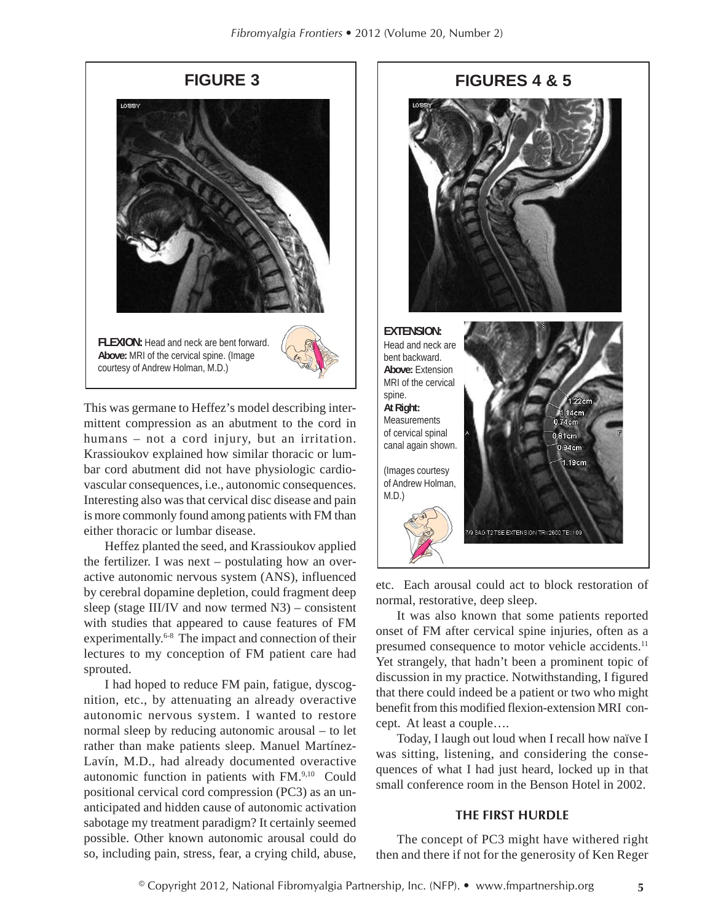## FIGURE 3

**FLEXION:** Head and neck are bent forward. **Above:** MRI of the cervical spine. (Image courtesy of Andrew Holman, M.D.)

## FIGURES 4 & 5

**EXTENSION:** Head and neck are bent backward. **Above:** Extension MRI of the cervical spine. **At Right:** Measurements of cervical spinal canal again shown.

(Images courtesy of Andrew Holman, M.D.)

This was germane to Heffez's model describing intermittent compression as an abutment to the cord in humans – not a cord injury, but an irritation. Krassioukov explained how similar thoracic or lumbar cord abutment did not have physiologic cardiovascular consequences, i.e., autonomic consequences. Interesting also was that cervical disc disease and pain is more commonly found among patients with FM than either thoracic or lumbar disease.

Heffez planted the seed, and Krassioukov applied the fertilizer. I was next – postulating how an overactive autonomic nervous system (ANS), influenced by cerebral dopamine depletion, could fragment deep sleep (stage III/IV and now termed N3) – consistent with studies that appeared to cause features of FM experimentally.[6-8] The impact and connection of their lectures to my conception of FM patient care had sprouted.

I had hoped to reduce FM pain, fatigue, dyscognition, etc., by attenuating an already overactive autonomic nervous system. I wanted to restore normal sleep by reducing autonomic arousal – to let rather than make patients sleep. Manuel Martínez-Lavín, M.D., had already documented overactive autonomic function in patients with FM.[9,10] Could positional cervical cord compression (PC3) as an unanticipated and hidden cause of autonomic activation sabotage my treatment paradigm? It certainly seemed possible. Other known autonomic arousal could do so, including pain, stress, fear, a crying child, abuse, etc. Each arousal could act to block restoration of normal, restorative, deep sleep.

It was also known that some patients reported onset of FM after cervical spine injuries, often as a presumed consequence to motor vehicle accidents.[11] Yet strangely, that hadn't been a prominent topic of discussion in my practice. Notwithstanding, I figured that there could indeed be a patient or two who might benefit from this modified flexion-extension MRI concept. At least a couple….

Today, I laugh out loud when I recall how naïve I was sitting, listening, and considering the consequences of what I had just heard, locked up in that small conference room in the Benson Hotel in 2002.

### THE FIRST HURDLE

The concept of PC3 might have withered right then and there if not for the generosity of Ken Reger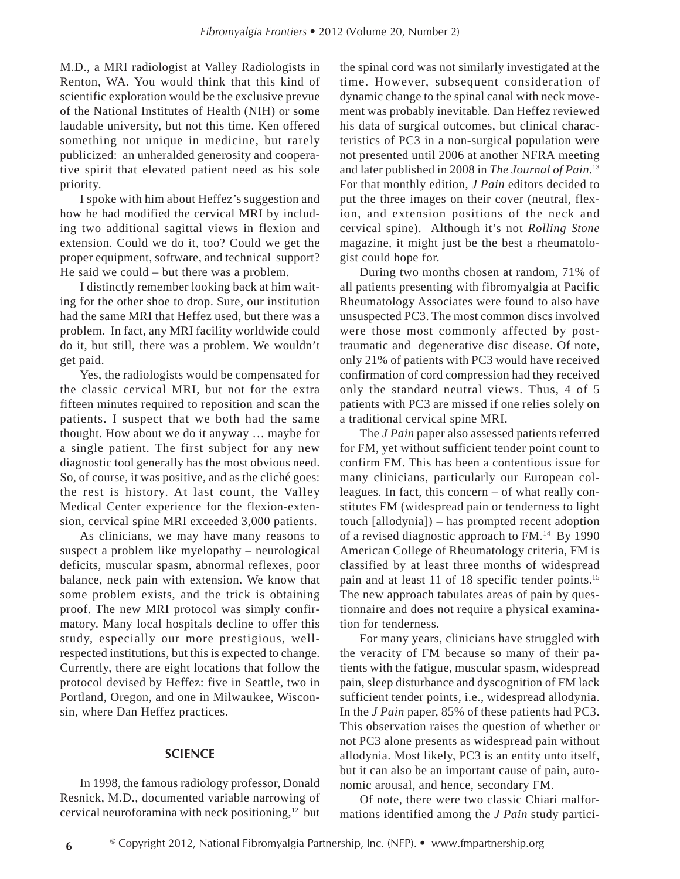M.D., a MRI radiologist at Valley Radiologists in Renton, WA. You would think that this kind of scientific exploration would be the exclusive prevue of the National Institutes of Health (NIH) or some laudable university, but not this time. Ken offered something not unique in medicine, but rarely publicized: an unheralded generosity and cooperative spirit that elevated patient need as his sole priority.

I spoke with him about Heffez's suggestion and how he had modified the cervical MRI by including two additional sagittal views in flexion and extension. Could we do it, too? Could we get the proper equipment, software, and technical support? He said we could – but there was a problem.

I distinctly remember looking back at him waiting for the other shoe to drop. Sure, our institution had the same MRI that Heffez used, but there was a problem. In fact, any MRI facility worldwide could do it, but still, there was a problem. We wouldn't get paid.

Yes, the radiologists would be compensated for the classic cervical MRI, but not for the extra fifteen minutes required to reposition and scan the patients. I suspect that we both had the same thought. How about we do it anyway … maybe for a single patient. The first subject for any new diagnostic tool generally has the most obvious need. So, of course, it was positive, and as the cliché goes: the rest is history. At last count, the Valley Medical Center experience for the flexion-extension, cervical spine MRI exceeded 3,000 patients.

As clinicians, we may have many reasons to suspect a problem like myelopathy – neurological deficits, muscular spasm, abnormal reflexes, poor balance, neck pain with extension. We know that some problem exists, and the trick is obtaining proof. The new MRI protocol was simply confirmatory. Many local hospitals decline to offer this study, especially our more prestigious, well-respected institutions, but this is expected to change. Currently, there are eight locations that follow the protocol devised by Heffez: five in Seattle, two in Portland, Oregon, and one in Milwaukee, Wisconsin, where Dan Heffez practices.

## SCIENCE

In 1998, the famous radiology professor, Donald Resnick, M.D., documented variable narrowing of cervical neuroforamina with neck positioning,[12] but the spinal cord was not similarly investigated at the time. However, subsequent consideration of dynamic change to the spinal canal with neck movement was probably inevitable. Dan Heffez reviewed his data of surgical outcomes, but clinical characteristics of PC3 in a non-surgical population were not presented until 2006 at another NFRA meeting and later published in 2008 in *The Journal of Pain*.[13] For that monthly edition, *J Pain* editors decided to put the three images on their cover (neutral, flexion, and extension positions of the neck and cervical spine). Although it's not *Rolling Stone* magazine, it might just be the best a rheumatologist could hope for.

During two months chosen at random, 71% of all patients presenting with fibromyalgia at Pacific Rheumatology Associates were found to also have unsuspected PC3. The most common discs involved were those most commonly affected by post-traumatic and degenerative disc disease. Of note, only 21% of patients with PC3 would have received confirmation of cord compression had they received only the standard neutral views. Thus, 4 of 5 patients with PC3 are missed if one relies solely on a traditional cervical spine MRI.

The *J Pain* paper also assessed patients referred for FM, yet without sufficient tender point count to confirm FM. This has been a contentious issue for many clinicians, particularly our European colleagues. In fact, this concern – of what really constitutes FM (widespread pain or tenderness to light touch [allodynia]) – has prompted recent adoption of a revised diagnostic approach to FM.[14] By 1990 American College of Rheumatology criteria, FM is classified by at least three months of widespread pain and at least 11 of 18 specific tender points.[15] The new approach tabulates areas of pain by questionnaire and does not require a physical examination for tenderness.

For many years, clinicians have struggled with the veracity of FM because so many of their patients with the fatigue, muscular spasm, widespread pain, sleep disturbance and dyscognition of FM lack sufficient tender points, i.e., widespread allodynia. In the *J Pain* paper, 85% of these patients had PC3. This observation raises the question of whether or not PC3 alone presents as widespread pain without allodynia. Most likely, PC3 is an entity unto itself, but it can also be an important cause of pain, autonomic arousal, and hence, secondary FM.

Of note, there were two classic Chiari malformations identified among the *J Pain* study partici-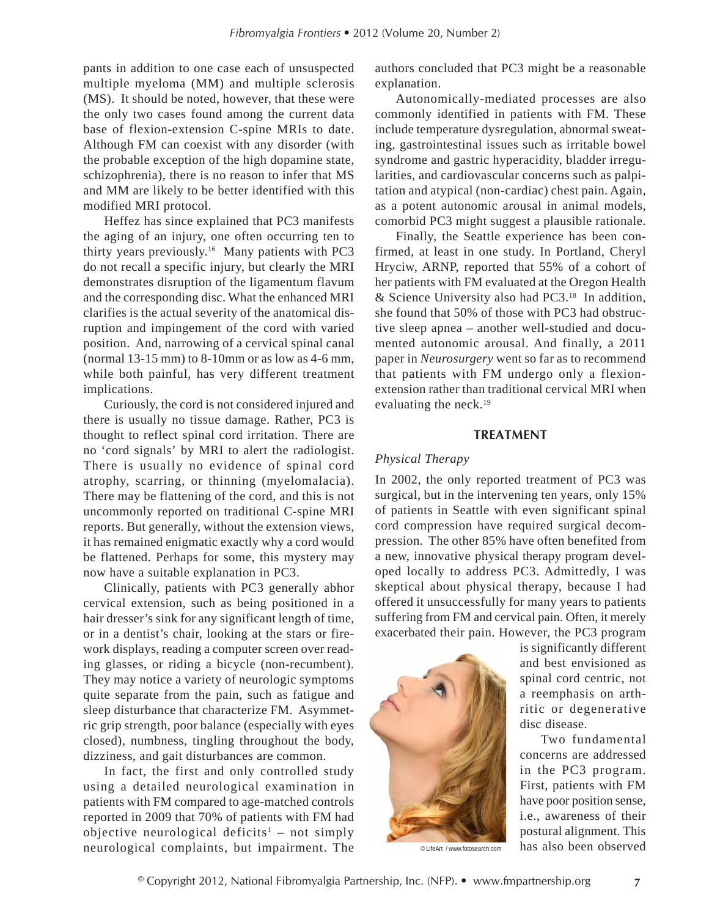pants in addition to one case each of unsuspected multiple myeloma (MM) and multiple sclerosis (MS). It should be noted, however, that these were the only two cases found among the current data base of flexion-extension C-spine MRIs to date. Although FM can coexist with any disorder (with the probable exception of the high dopamine state, schizophrenia), there is no reason to infer that MS and MM are likely to be better identified with this modified MRI protocol.

Heffez has since explained that PC3 manifests the aging of an injury, one often occurring ten to thirty years previously.[16] Many patients with PC3 do not recall a specific injury, but clearly the MRI demonstrates disruption of the ligamentum flavum and the corresponding disc. What the enhanced MRI clarifies is the actual severity of the anatomical disruption and impingement of the cord with varied position. And, narrowing of a cervical spinal canal (normal 13-15 mm) to 8-10mm or as low as 4-6 mm, while both painful, has very different treatment implications.

Curiously, the cord is not considered injured and there is usually no tissue damage. Rather, PC3 is thought to reflect spinal cord irritation. There are no 'cord signals' by MRI to alert the radiologist. There is usually no evidence of spinal cord atrophy, scarring, or thinning (myelomalacia). There may be flattening of the cord, and this is not uncommonly reported on traditional C-spine MRI reports. But generally, without the extension views, it has remained enigmatic exactly why a cord would be flattened. Perhaps for some, this mystery may now have a suitable explanation in PC3.

Clinically, patients with PC3 generally abhor cervical extension, such as being positioned in a hair dresser's sink for any significant length of time, or in a dentist's chair, looking at the stars or firework displays, reading a computer screen over reading glasses, or riding a bicycle (non-recumbent). They may notice a variety of neurologic symptoms quite separate from the pain, such as fatigue and sleep disturbance that characterize FM. Asymmetric grip strength, poor balance (especially with eyes closed), numbness, tingling throughout the body, dizziness, and gait disturbances are common.

In fact, the first and only controlled study using a detailed neurological examination in patients with FM compared to age-matched controls reported in 2009 that 70% of patients with FM had objective neurological deficits[1] – not simply neurological complaints, but impairment. The authors concluded that PC3 might be a reasonable explanation.

Autonomically-mediated processes are also commonly identified in patients with FM. These include temperature dysregulation, abnormal sweating, gastrointestinal issues such as irritable bowel syndrome and gastric hyperacidity, bladder irregularities, and cardiovascular concerns such as palpitation and atypical (non-cardiac) chest pain. Again, as a potent autonomic arousal in animal models, comorbid PC3 might suggest a plausible rationale.

Finally, the Seattle experience has been confirmed, at least in one study. In Portland, Cheryl Hryciw, ARNP, reported that 55% of a cohort of her patients with FM evaluated at the Oregon Health & Science University also had PC3.[18] In addition, she found that 50% of those with PC3 had obstructive sleep apnea – another well-studied and documented autonomic arousal. And finally, a 2011 paper in *Neurosurgery* went so far as to recommend that patients with FM undergo only a flexion-extension rather than traditional cervical MRI when evaluating the neck.[19]

## TREATMENT

### *Physical Therapy*

In 2002, the only reported treatment of PC3 was surgical, but in the intervening ten years, only 15% of patients in Seattle with even significant spinal cord compression have required surgical decompression. The other 85% have often benefited from a new, innovative physical therapy program developed locally to address PC3. Admittedly, I was skeptical about physical therapy, because I had offered it unsuccessfully for many years to patients suffering from FM and cervical pain. Often, it merely exacerbated their pain. However, the PC3 program is significantly different and best envisioned as spinal cord centric, not a reemphasis on arthritic or degenerative disc disease.

© LifeArt / www.fotosearch.com

Two fundamental concerns are addressed in the PC3 program. First, patients with FM have poor position sense, i.e., awareness of their postural alignment. This has also been observed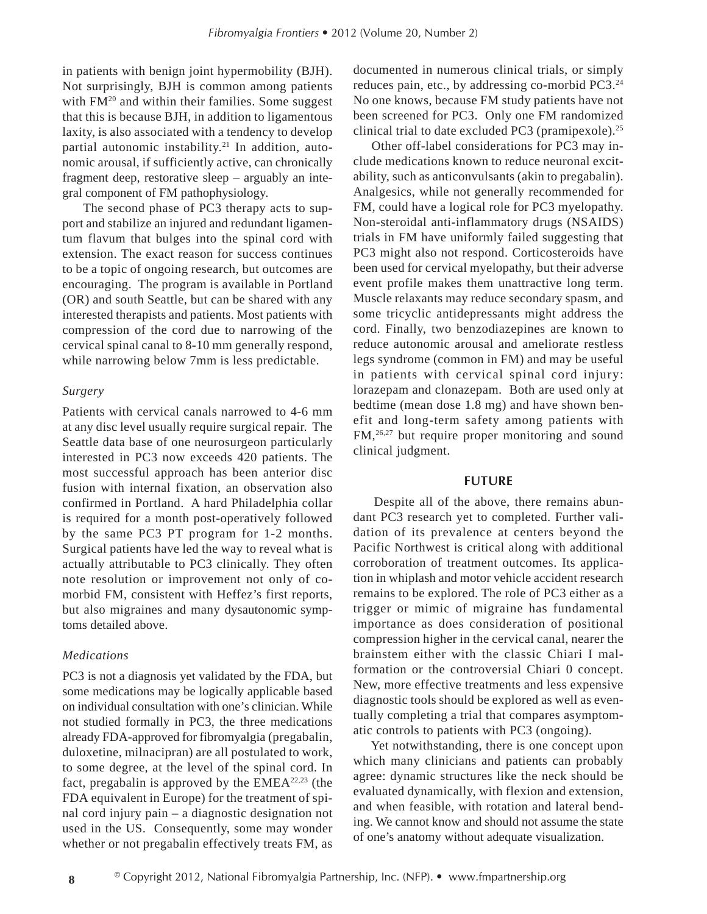in patients with benign joint hypermobility (BJH). Not surprisingly, BJH is common among patients with FM[20] and within their families. Some suggest that this is because BJH, in addition to ligamentous laxity, is also associated with a tendency to develop partial autonomic instability.[21] In addition, autonomic arousal, if sufficiently active, can chronically fragment deep, restorative sleep – arguably an integral component of FM pathophysiology.

The second phase of PC3 therapy acts to support and stabilize an injured and redundant ligamentum flavum that bulges into the spinal cord with extension. The exact reason for success continues to be a topic of ongoing research, but outcomes are encouraging. The program is available in Portland (OR) and south Seattle, but can be shared with any interested therapists and patients. Most patients with compression of the cord due to narrowing of the cervical spinal canal to 8-10 mm generally respond, while narrowing below 7mm is less predictable.

*Surgery*

Patients with cervical canals narrowed to 4-6 mm at any disc level usually require surgical repair. The Seattle data base of one neurosurgeon particularly interested in PC3 now exceeds 420 patients. The most successful approach has been anterior disc fusion with internal fixation, an observation also confirmed in Portland. A hard Philadelphia collar is required for a month post-operatively followed by the same PC3 PT program for 1-2 months. Surgical patients have led the way to reveal what is actually attributable to PC3 clinically. They often note resolution or improvement not only of co-morbid FM, consistent with Heffez's first reports, but also migraines and many dysautonomic symptoms detailed above.

*Medications*

PC3 is not a diagnosis yet validated by the FDA, but some medications may be logically applicable based on individual consultation with one's clinician. While not studied formally in PC3, the three medications already FDA-approved for fibromyalgia (pregabalin, duloxetine, milnacipran) are all postulated to work, to some degree, at the level of the spinal cord. In fact, pregabalin is approved by the EMEA[22,23] (the FDA equivalent in Europe) for the treatment of spinal cord injury pain – a diagnostic designation not used in the US. Consequently, some may wonder whether or not pregabalin effectively treats FM, as documented in numerous clinical trials, or simply reduces pain, etc., by addressing co-morbid PC3.[24] No one knows, because FM study patients have not been screened for PC3. Only one FM randomized clinical trial to date excluded PC3 (pramipexole).[25]

Other off-label considerations for PC3 may include medications known to reduce neuronal excitability, such as anticonvulsants (akin to pregabalin). Analgesics, while not generally recommended for FM, could have a logical role for PC3 myelopathy. Non-steroidal anti-inflammatory drugs (NSAIDS) trials in FM have uniformly failed suggesting that PC3 might also not respond. Corticosteroids have been used for cervical myelopathy, but their adverse event profile makes them unattractive long term. Muscle relaxants may reduce secondary spasm, and some tricyclic antidepressants might address the cord. Finally, two benzodiazepines are known to reduce autonomic arousal and ameliorate restless legs syndrome (common in FM) and may be useful in patients with cervical spinal cord injury: lorazepam and clonazepam. Both are used only at bedtime (mean dose 1.8 mg) and have shown benefit and long-term safety among patients with FM,[26,27] but require proper monitoring and sound clinical judgment.

## FUTURE

Despite all of the above, there remains abundant PC3 research yet to completed. Further validation of its prevalence at centers beyond the Pacific Northwest is critical along with additional corroboration of treatment outcomes. Its application in whiplash and motor vehicle accident research remains to be explored. The role of PC3 either as a trigger or mimic of migraine has fundamental importance as does consideration of positional compression higher in the cervical canal, nearer the brainstem either with the classic Chiari I malformation or the controversial Chiari 0 concept. New, more effective treatments and less expensive diagnostic tools should be explored as well as eventually completing a trial that compares asymptomatic controls to patients with PC3 (ongoing).

Yet notwithstanding, there is one concept upon which many clinicians and patients can probably agree: dynamic structures like the neck should be evaluated dynamically, with flexion and extension, and when feasible, with rotation and lateral bending. We cannot know and should not assume the state of one's anatomy without adequate visualization.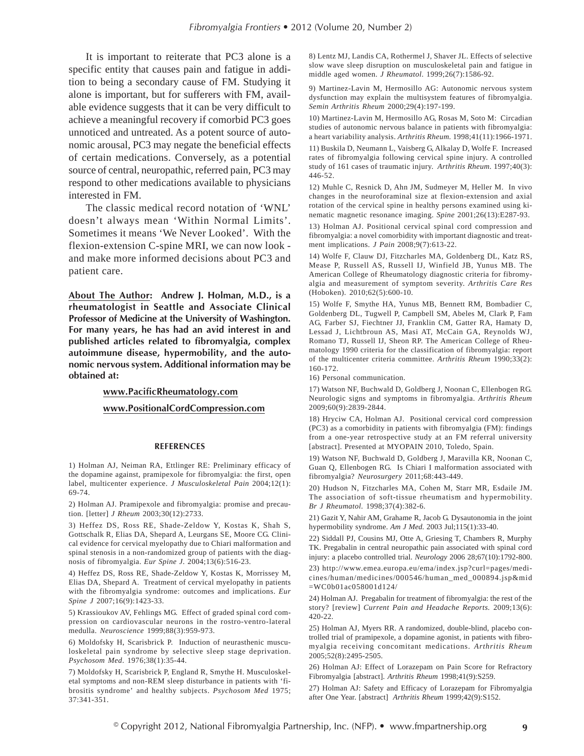It is important to reiterate that PC3 alone is a specific entity that causes pain and fatigue in addition to being a secondary cause of FM. Studying it alone is important, but for sufferers with FM, available evidence suggests that it can be very difficult to achieve a meaningful recovery if comorbid PC3 goes unnoticed and untreated. As a potent source of autonomic arousal, PC3 may negate the beneficial effects of certain medications. Conversely, as a potential source of central, neuropathic, referred pain, PC3 may respond to other medications available to physicians interested in FM.

The classic medical record notation of 'WNL' doesn't always mean 'Within Normal Limits'. Sometimes it means 'We Never Looked'. With the flexion-extension C-spine MRI, we can now look - and make more informed decisions about PC3 and patient care.

**About The Author: Andrew J. Holman, M.D., is a rheumatologist in Seattle and Associate Clinical Professor of Medicine at the University of Washington. For many years, he has had an avid interest in and published articles related to fibromyalgia, complex autoimmune disease, hypermobility, and the autonomic nervous system. Additional information may be obtained at:**

**www.PacificRheumatology.com**

**www.PositionalCordCompression.com**

### REFERENCES

1) Holman AJ, Neiman RA, Ettlinger RE: Preliminary efficacy of the dopamine against, pramipexole for fibromyalgia: the first, open label, multicenter experience. *J Musculoskeletal Pain* 2004;12(1): 69-74.

2) Holman AJ. Pramipexole and fibromyalgia: promise and precaution. [letter] *J Rheum* 2003;30(12):2733.

3) Heffez DS, Ross RE, Shade-Zeldow Y, Kostas K, Shah S, Gottschalk R, Elias DA, Shepard A, Leurgans SE, Moore CG. Clinical evidence for cervical myelopathy due to Chiari malformation and spinal stenosis in a non-randomized group of patients with the diagnosis of fibromyalgia. *Eur Spine J.* 2004;13(6):516-23.

4) Heffez DS, Ross RE, Shade-Zeldow Y, Kostas K, Morrissey M, Elias DA, Shepard A. Treatment of cervical myelopathy in patients with the fibromyalgia syndrome: outcomes and implications. *Eur Spine J* 2007;16(9):1423-33.

5) Krassioukov AV, Fehlings MG. Effect of graded spinal cord compression on cardiovascular neurons in the rostro-ventro-lateral medulla. *Neuroscience* 1999;88(3):959-973.

6) Moldofsky H, Scarisbrick P. Induction of neurasthenic musculoskeletal pain syndrome by selective sleep stage deprivation. *Psychosom Med.* 1976;38(1):35-44.

7) Moldofsky H, Scarisbrick P, England R, Smythe H. Musculoskeletal symptoms and non-REM sleep disturbance in patients with 'fibrositis syndrome' and healthy subjects. *Psychosom Med* 1975; 37:341-351.

8) Lentz MJ, Landis CA, Rothermel J, Shaver JL. Effects of selective slow wave sleep disruption on musculoskeletal pain and fatigue in middle aged women. *J Rheumatol.* 1999;26(7):1586-92.

9) Martinez-Lavin M, Hermosillo AG: Autonomic nervous system dysfunction may explain the multisystem features of fibromyalgia. *Semin Arthritis Rheum* 2000;29(4):197-199.

10) Martinez-Lavin M, Hermosillo AG, Rosas M, Soto M: Circadian studies of autonomic nervous balance in patients with fibromyalgia: a heart variability analysis. *Arthritis Rheum.* 1998;41(11):1966-1971.

11) Buskila D, Neumann L, Vaisberg G, Alkalay D, Wolfe F. Increased rates of fibromyalgia following cervical spine injury. A controlled study of 161 cases of traumatic injury. *Arthritis Rheum.* 1997;40(3): 446-52.

12) Muhle C, Resnick D, Ahn JM, Sudmeyer M, Heller M. In vivo changes in the neuroforaminal size at flexion-extension and axial rotation of the cervical spine in healthy persons examined using kinematic magnetic resonance imaging. *Spine* 2001;26(13):E287-93.

13) Holman AJ. Positional cervical spinal cord compression and fibromyalgia: a novel comorbidity with important diagnostic and treatment implications. *J Pain* 2008;9(7):613-22.

14) Wolfe F, Clauw DJ, Fitzcharles MA, Goldenberg DL, Katz RS, Mease P, Russell AS, Russell IJ, Winfield JB, Yunus MB. The American College of Rheumatology diagnostic criteria for fibromyalgia and measurement of symptom severity. *Arthritis Care Res* (Hoboken). 2010;62(5):600-10.

15) Wolfe F, Smythe HA, Yunus MB, Bennett RM, Bombadier C, Goldenberg DL, Tugwell P, Campbell SM, Abeles M, Clark P, Fam AG, Farber SJ, Fiechtner JJ, Franklin CM, Gatter RA, Hamaty D, Lessad J, Lichtbroun AS, Masi AT, McCain GA, Reynolds WJ, Romano TJ, Russell IJ, Sheon RP. The American College of Rheumatology 1990 criteria for the classification of fibromyalgia: report of the multicenter criteria committee. *Arthritis Rheum* 1990;33(2): 160-172.

16) Personal communication.

17) Watson NF, Buchwald D, Goldberg J, Noonan C, Ellenbogen RG. Neurologic signs and symptoms in fibromyalgia. *Arthritis Rheum* 2009;60(9):2839-2844.

18) Hryciw CA, Holman AJ. Positional cervical cord compression (PC3) as a comorbidity in patients with fibromyalgia (FM): findings from a one-year retrospective study at an FM referral university [abstract]. Presented at MYOPAIN 2010, Toledo, Spain.

19) Watson NF, Buchwald D, Goldberg J, Maravilla KR, Noonan C, Guan Q, Ellenbogen RG. Is Chiari I malformation associated with fibromyalgia? *Neurosurgery* 2011;68:443-449.

20) Hudson N, Fitzcharles MA, Cohen M, Starr MR, Esdaile JM. The association of soft-tissue rheumatism and hypermobility. *Br J Rheumatol.* 1998;37(4):382-6.

21) Gazit Y, Nahir AM, Grahame R, Jacob G. Dysautonomia in the joint hypermobility syndrome. *Am J Med.* 2003 Jul;115(1):33-40.

22) Siddall PJ, Cousins MJ, Otte A, Griesing T, Chambers R, Murphy TK. Pregabalin in central neuropathic pain associated with spinal cord injury: a placebo controlled trial. *Neurology* 2006 28;67(10):1792-800.

23) http://www.emea.europa.eu/ema/index.jsp?curl=pages/medicines/human/medicines/000546/human_med_000894.jsp&mid=WC0b01ac058001d124/

24) Holman AJ. Pregabalin for treatment of fibromyalgia: the rest of the story? [review] *Current Pain and Headache Reports.* 2009;13(6): 420-22.

25) Holman AJ, Myers RR. A randomized, double-blind, placebo controlled trial of pramipexole, a dopamine agonist, in patients with fibromyalgia receiving concomitant medications. *Arthritis Rheum* 2005;52(8):2495-2505.

26) Holman AJ: Effect of Lorazepam on Pain Score for Refractory Fibromyalgia [abstract]. *Arthritis Rheum* 1998;41(9):S259.

27) Holman AJ: Safety and Efficacy of Lorazepam for Fibromyalgia after One Year. [abstract] *Arthritis Rheum* 1999;42(9):S152.